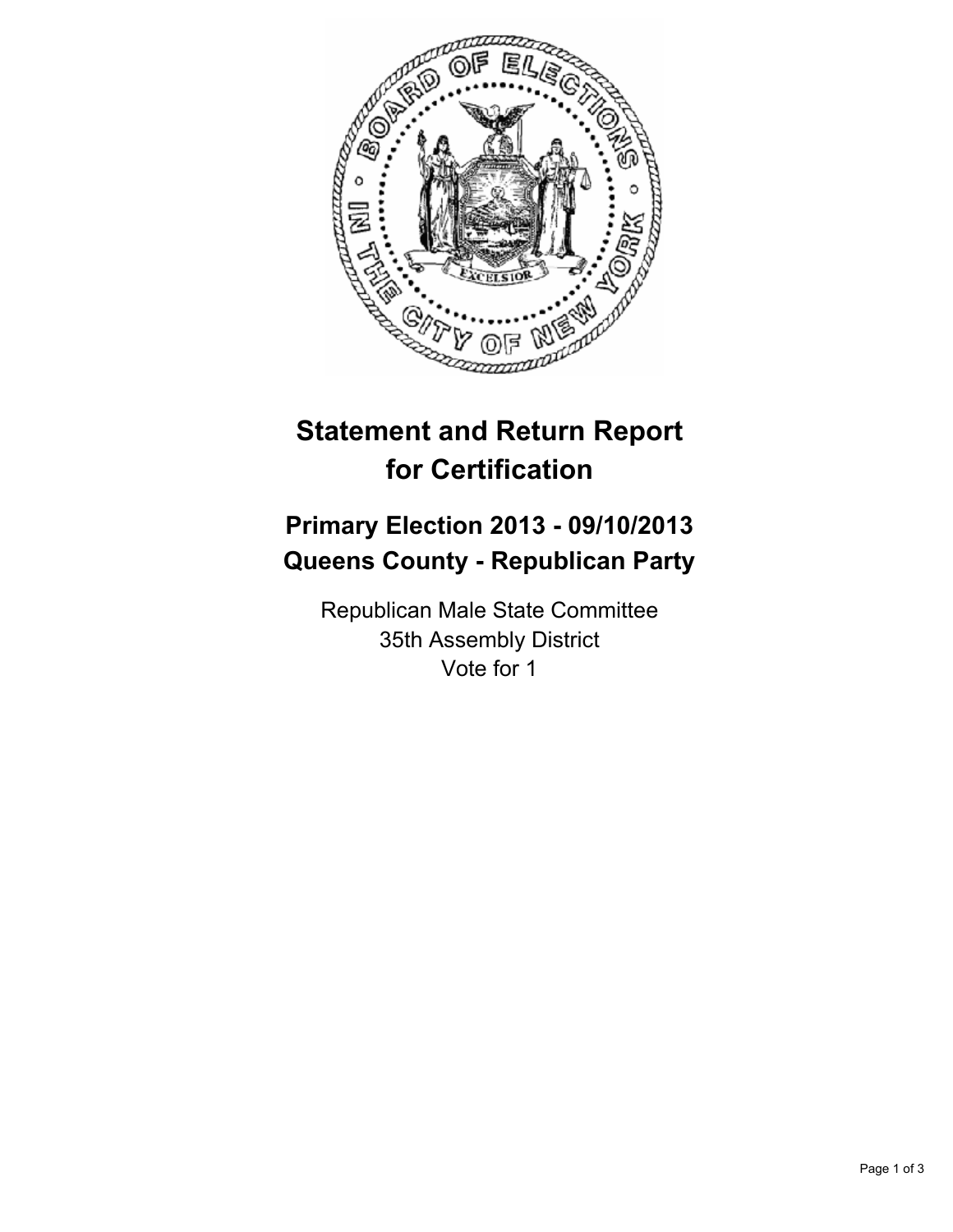# Statement and Return Report for Certification

## Primary Election 2013 - 09/10/2013
## Queens County - Republican Party

Republican Male State Committee
35th Assembly District
Vote for 1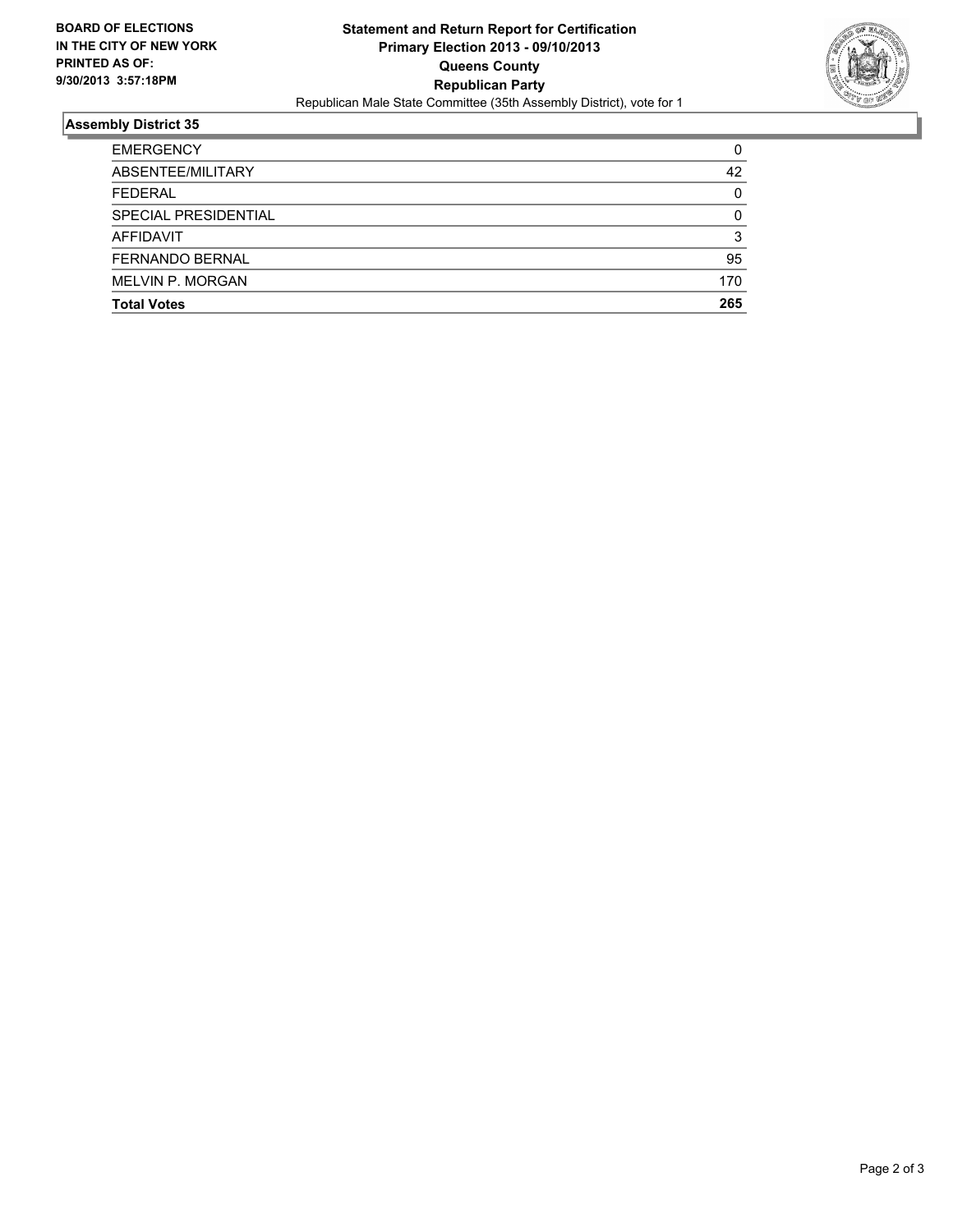**BOARD OF ELECTIONS IN THE CITY OF NEW YORK PRINTED AS OF: 9/30/2013 3:57:18PM**

**Statement and Return Report for Certification**
**Primary Election 2013 - 09/10/2013**
**Queens County**
**Republican Party**
Republican Male State Committee (35th Assembly District), vote for 1

## Assembly District 35

| | |
|---|---|
| EMERGENCY | 0 |
| ABSENTEE/MILITARY | 42 |
| FEDERAL | 0 |
| SPECIAL PRESIDENTIAL | 0 |
| AFFIDAVIT | 3 |
| FERNANDO BERNAL | 95 |
| MELVIN P. MORGAN | 170 |
| **Total Votes** | **265** |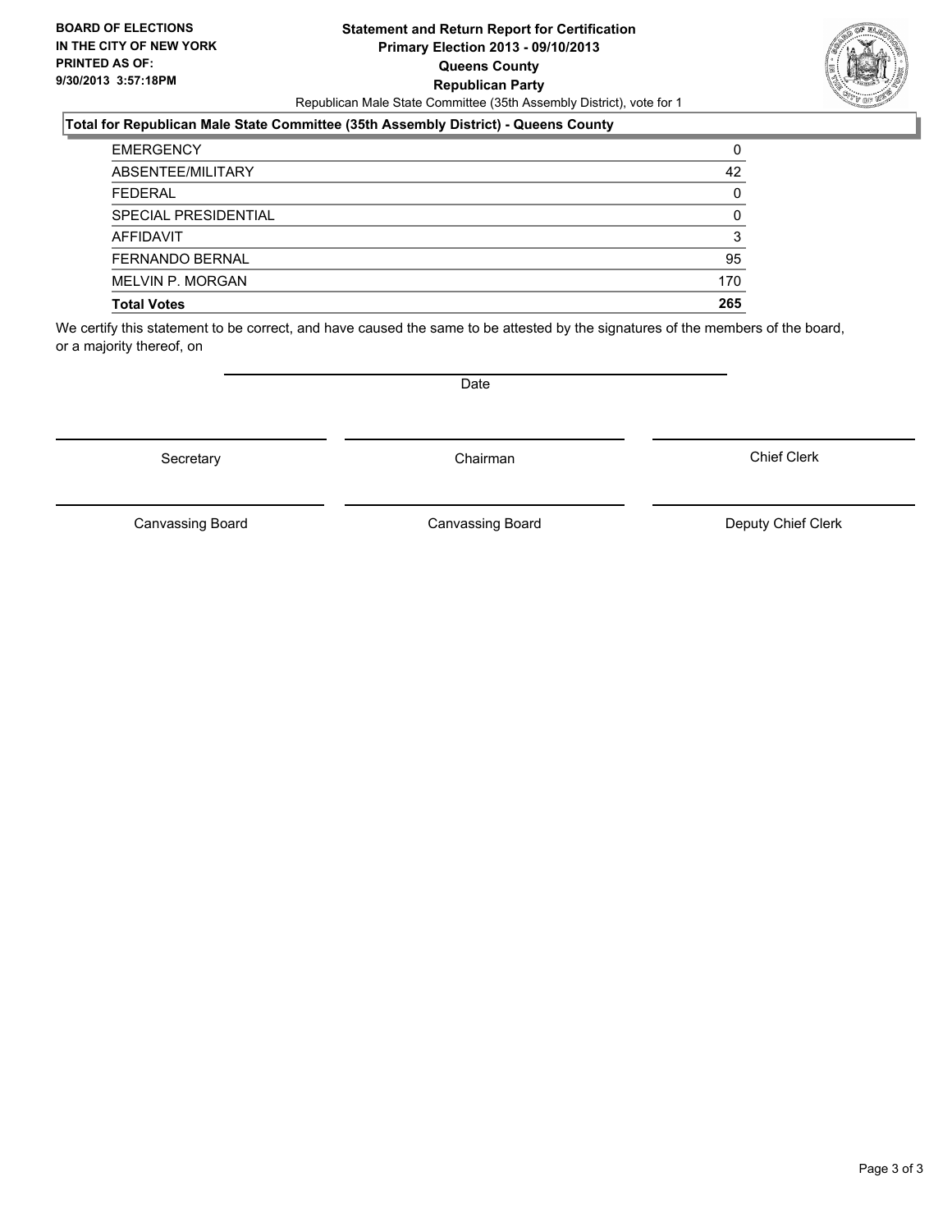**BOARD OF ELECTIONS IN THE CITY OF NEW YORK PRINTED AS OF: 9/30/2013 3:57:18PM**

**Statement and Return Report for Certification**
**Primary Election 2013 - 09/10/2013**
**Queens County**
**Republican Party**

Republican Male State Committee (35th Assembly District), vote for 1

**Total for Republican Male State Committee (35th Assembly District) - Queens County**

| | |
|---|---|
| EMERGENCY | 0 |
| ABSENTEE/MILITARY | 42 |
| FEDERAL | 0 |
| SPECIAL PRESIDENTIAL | 0 |
| AFFIDAVIT | 3 |
| FERNANDO BERNAL | 95 |
| MELVIN P. MORGAN | 170 |
| **Total Votes** | **265** |

We certify this statement to be correct, and have caused the same to be attested by the signatures of the members of the board, or a majority thereof, on

Date

Secretary | Chairman | Chief Clerk

Canvassing Board | Canvassing Board | Deputy Chief Clerk